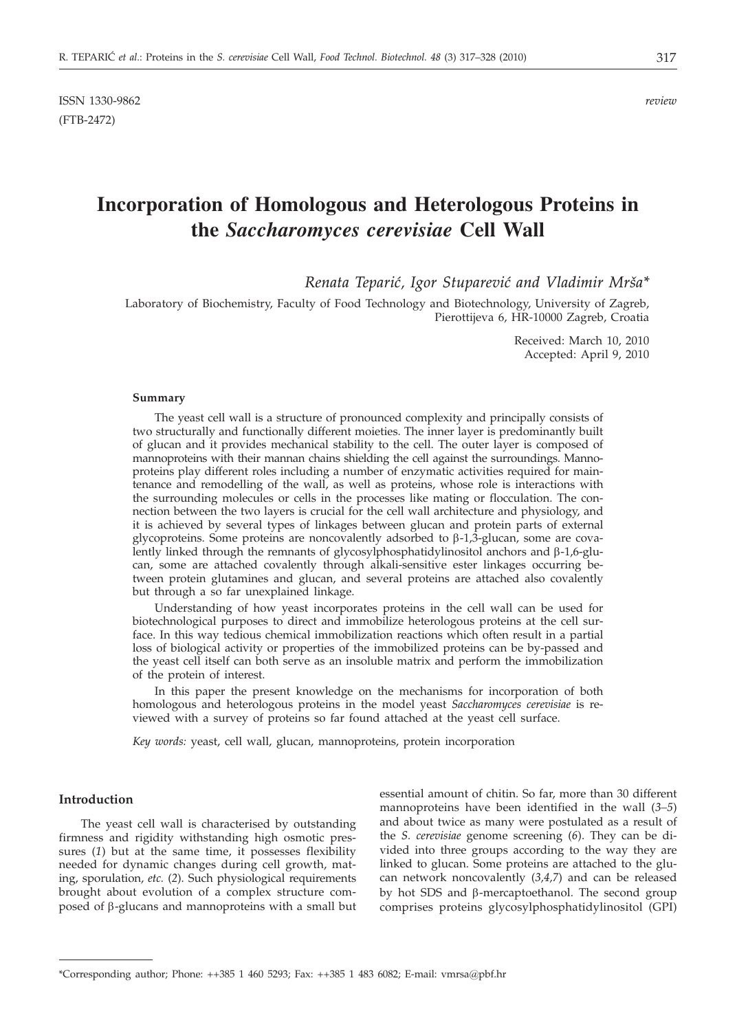ISSN 1330-9862

(FTB-2472)

*review*

# Incorporation of Homologous and Heterologous Proteins in the *Saccharomyces cerevisiae* Cell Wall

*Renata Teparić, Igor Stuparević and Vladimir Mrša\**

Laboratory of Biochemistry, Faculty of Food Technology and Biotechnology, University of Zagreb, Pierottijeva 6, HR-10000 Zagreb, Croatia

Received: March 10, 2010
Accepted: April 9, 2010

#### Summary

The yeast cell wall is a structure of pronounced complexity and principally consists of two structurally and functionally different moieties. The inner layer is predominantly built of glucan and it provides mechanical stability to the cell. The outer layer is composed of mannoproteins with their mannan chains shielding the cell against the surroundings. Mannoproteins play different roles including a number of enzymatic activities required for maintenance and remodelling of the wall, as well as proteins, whose role is interactions with the surrounding molecules or cells in the processes like mating or flocculation. The connection between the two layers is crucial for the cell wall architecture and physiology, and it is achieved by several types of linkages between glucan and protein parts of external glycoproteins. Some proteins are noncovalently adsorbed to β-1,3-glucan, some are covalently linked through the remnants of glycosylphosphatidylinositol anchors and β-1,6-glucan, some are attached covalently through alkali-sensitive ester linkages occurring between protein glutamines and glucan, and several proteins are attached also covalently but through a so far unexplained linkage.

Understanding of how yeast incorporates proteins in the cell wall can be used for biotechnological purposes to direct and immobilize heterologous proteins at the cell surface. In this way tedious chemical immobilization reactions which often result in a partial loss of biological activity or properties of the immobilized proteins can be by-passed and the yeast cell itself can both serve as an insoluble matrix and perform the immobilization of the protein of interest.

In this paper the present knowledge on the mechanisms for incorporation of both homologous and heterologous proteins in the model yeast *Saccharomyces cerevisiae* is reviewed with a survey of proteins so far found attached at the yeast cell surface.

*Key words:* yeast, cell wall, glucan, mannoproteins, protein incorporation

#### Introduction

The yeast cell wall is characterised by outstanding firmness and rigidity withstanding high osmotic pressures (*1*) but at the same time, it possesses flexibility needed for dynamic changes during cell growth, mating, sporulation, *etc.* (*2*). Such physiological requirements brought about evolution of a complex structure composed of β-glucans and mannoproteins with a small but essential amount of chitin. So far, more than 30 different mannoproteins have been identified in the wall (*3–5*) and about twice as many were postulated as a result of the *S. cerevisiae* genome screening (*6*). They can be divided into three groups according to the way they are linked to glucan. Some proteins are attached to the glucan network noncovalently (*3,4,7*) and can be released by hot SDS and β-mercaptoethanol. The second group comprises proteins glycosylphosphatidylinositol (GPI)

---

\*Corresponding author; Phone: ++385 1 460 5293; Fax: ++385 1 483 6082; E-mail: vmrsa@pbf.hr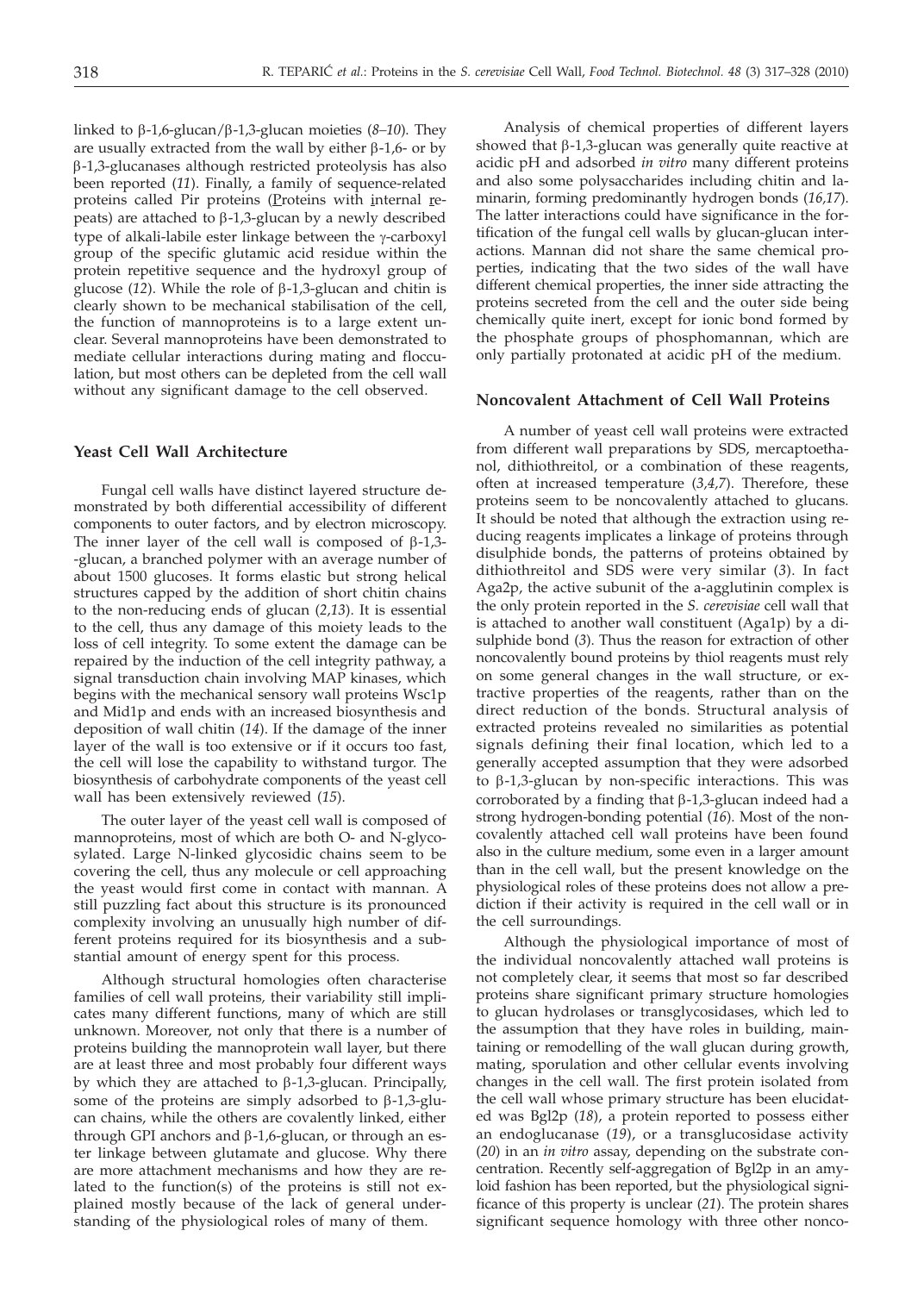linked to β-1,6-glucan/β-1,3-glucan moieties (*8–10*). They are usually extracted from the wall by either β-1,6- or by β-1,3-glucanases although restricted proteolysis has also been reported (*11*). Finally, a family of sequence-related proteins called Pir proteins (Proteins with internal repeats) are attached to β-1,3-glucan by a newly described type of alkali-labile ester linkage between the γ-carboxyl group of the specific glutamic acid residue within the protein repetitive sequence and the hydroxyl group of glucose (*12*). While the role of β-1,3-glucan and chitin is clearly shown to be mechanical stabilisation of the cell, the function of mannoproteins is to a large extent unclear. Several mannoproteins have been demonstrated to mediate cellular interactions during mating and flocculation, but most others can be depleted from the cell wall without any significant damage to the cell observed.

## Yeast Cell Wall Architecture

Fungal cell walls have distinct layered structure demonstrated by both differential accessibility of different components to outer factors, and by electron microscopy. The inner layer of the cell wall is composed of β-1,3-glucan, a branched polymer with an average number of about 1500 glucoses. It forms elastic but strong helical structures capped by the addition of short chitin chains to the non-reducing ends of glucan (*2,13*). It is essential to the cell, thus any damage of this moiety leads to the loss of cell integrity. To some extent the damage can be repaired by the induction of the cell integrity pathway, a signal transduction chain involving MAP kinases, which begins with the mechanical sensory wall proteins Wsc1p and Mid1p and ends with an increased biosynthesis and deposition of wall chitin (*14*). If the damage of the inner layer of the wall is too extensive or if it occurs too fast, the cell will lose the capability to withstand turgor. The biosynthesis of carbohydrate components of the yeast cell wall has been extensively reviewed (*15*).

The outer layer of the yeast cell wall is composed of mannoproteins, most of which are both O- and N-glycosylated. Large N-linked glycosidic chains seem to be covering the cell, thus any molecule or cell approaching the yeast would first come in contact with mannan. A still puzzling fact about this structure is its pronounced complexity involving an unusually high number of different proteins required for its biosynthesis and a substantial amount of energy spent for this process.

Although structural homologies often characterise families of cell wall proteins, their variability still implicates many different functions, many of which are still unknown. Moreover, not only that there is a number of proteins building the mannoprotein wall layer, but there are at least three and most probably four different ways by which they are attached to β-1,3-glucan. Principally, some of the proteins are simply adsorbed to β-1,3-glucan chains, while the others are covalently linked, either through GPI anchors and β-1,6-glucan, or through an ester linkage between glutamate and glucose. Why there are more attachment mechanisms and how they are related to the function(s) of the proteins is still not explained mostly because of the lack of general understanding of the physiological roles of many of them.

Analysis of chemical properties of different layers showed that β-1,3-glucan was generally quite reactive at acidic pH and adsorbed *in vitro* many different proteins and also some polysaccharides including chitin and laminarin, forming predominantly hydrogen bonds (*16,17*). The latter interactions could have significance in the fortification of the fungal cell walls by glucan-glucan interactions. Mannan did not share the same chemical properties, indicating that the two sides of the wall have different chemical properties, the inner side attracting the proteins secreted from the cell and the outer side being chemically quite inert, except for ionic bond formed by the phosphate groups of phosphomannan, which are only partially protonated at acidic pH of the medium.

## Noncovalent Attachment of Cell Wall Proteins

A number of yeast cell wall proteins were extracted from different wall preparations by SDS, mercaptoethanol, dithiothreitol, or a combination of these reagents, often at increased temperature (*3,4,7*). Therefore, these proteins seem to be noncovalently attached to glucans. It should be noted that although the extraction using reducing reagents implicates a linkage of proteins through disulphide bonds, the patterns of proteins obtained by dithiothreitol and SDS were very similar (*3*). In fact Aga2p, the active subunit of the a-agglutinin complex is the only protein reported in the *S. cerevisiae* cell wall that is attached to another wall constituent (Aga1p) by a disulphide bond (*3*). Thus the reason for extraction of other noncovalently bound proteins by thiol reagents must rely on some general changes in the wall structure, or extractive properties of the reagents, rather than on the direct reduction of the bonds. Structural analysis of extracted proteins revealed no similarities as potential signals defining their final location, which led to a generally accepted assumption that they were adsorbed to β-1,3-glucan by non-specific interactions. This was corroborated by a finding that β-1,3-glucan indeed had a strong hydrogen-bonding potential (*16*). Most of the noncovalently attached cell wall proteins have been found also in the culture medium, some even in a larger amount than in the cell wall, but the present knowledge on the physiological roles of these proteins does not allow a prediction if their activity is required in the cell wall or in the cell surroundings.

Although the physiological importance of most of the individual noncovalently attached wall proteins is not completely clear, it seems that most so far described proteins share significant primary structure homologies to glucan hydrolases or transglycosidases, which led to the assumption that they have roles in building, maintaining or remodelling of the wall glucan during growth, mating, sporulation and other cellular events involving changes in the cell wall. The first protein isolated from the cell wall whose primary structure has been elucidated was Bgl2p (*18*), a protein reported to possess either an endoglucanase (*19*), or a transglucosidase activity (*20*) in an *in vitro* assay, depending on the substrate concentration. Recently self-aggregation of Bgl2p in an amyloid fashion has been reported, but the physiological significance of this property is unclear (*21*). The protein shares significant sequence homology with three other nonco-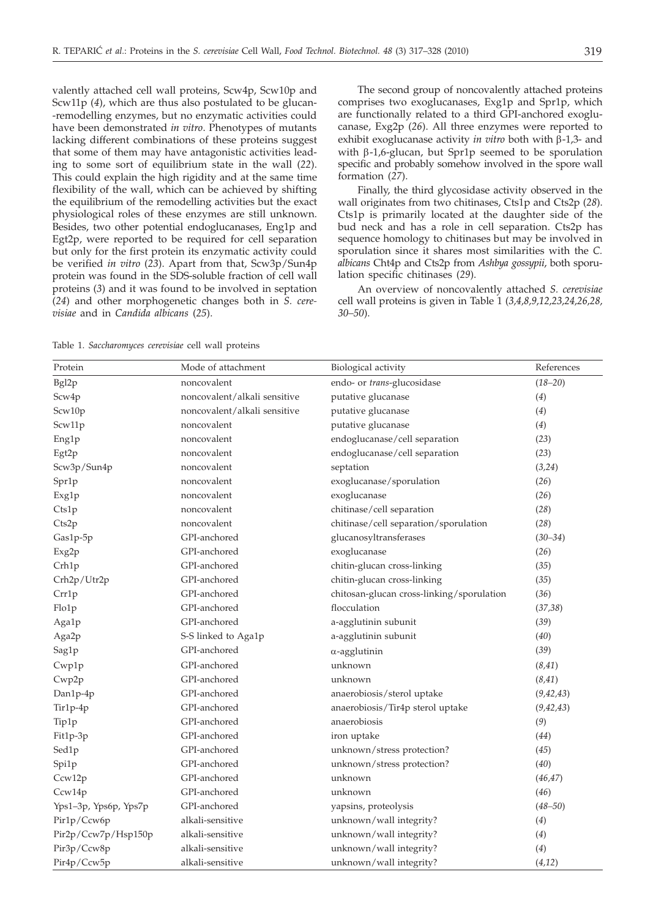valently attached cell wall proteins, Scw4p, Scw10p and Scw11p (*4*), which are thus also postulated to be glucan-remodelling enzymes, but no enzymatic activities could have been demonstrated *in vitro*. Phenotypes of mutants lacking different combinations of these proteins suggest that some of them may have antagonistic activities leading to some sort of equilibrium state in the wall (*22*). This could explain the high rigidity and at the same time flexibility of the wall, which can be achieved by shifting the equilibrium of the remodelling activities but the exact physiological roles of these enzymes are still unknown. Besides, two other potential endoglucanases, Eng1p and Egt2p, were reported to be required for cell separation but only for the first protein its enzymatic activity could be verified *in vitro* (*23*). Apart from that, Scw3p/Sun4p protein was found in the SDS-soluble fraction of cell wall proteins (*3*) and it was found to be involved in septation (*24*) and other morphogenetic changes both in *S. cerevisiae* and in *Candida albicans* (*25*).

The second group of noncovalently attached proteins comprises two exoglucanases, Exg1p and Spr1p, which are functionally related to a third GPI-anchored exoglucanase, Exg2p (*26*). All three enzymes were reported to exhibit exoglucanase activity *in vitro* both with β-1,3- and with β-1,6-glucan, but Spr1p seemed to be sporulation specific and probably somehow involved in the spore wall formation (*27*).

Finally, the third glycosidase activity observed in the wall originates from two chitinases, Cts1p and Cts2p (*28*). Cts1p is primarily located at the daughter side of the bud neck and has a role in cell separation. Cts2p has sequence homology to chitinases but may be involved in sporulation since it shares most similarities with the *C. albicans* Cht4p and Cts2p from *Ashbya gossypii*, both sporulation specific chitinases (*29*).

An overview of noncovalently attached *S. cerevisiae* cell wall proteins is given in Table 1 (*3,4,8,9,12,23,24,26,28, 30–50*).

Table 1. *Saccharomyces cerevisiae* cell wall proteins

| Protein | Mode of attachment | Biological activity | References |
|---|---|---|---|
| Bgl2p | noncovalent | endo- or *trans*-glucosidase | (*18–20*) |
| Scw4p | noncovalent/alkali sensitive | putative glucanase | (*4*) |
| Scw10p | noncovalent/alkali sensitive | putative glucanase | (*4*) |
| Scw11p | noncovalent | putative glucanase | (*4*) |
| Eng1p | noncovalent | endoglucanase/cell separation | (*23*) |
| Egt2p | noncovalent | endoglucanase/cell separation | (*23*) |
| Scw3p/Sun4p | noncovalent | septation | (*3,24*) |
| Spr1p | noncovalent | exoglucanase/sporulation | (*26*) |
| Exg1p | noncovalent | exoglucanase | (*26*) |
| Cts1p | noncovalent | chitinase/cell separation | (*28*) |
| Cts2p | noncovalent | chitinase/cell separation/sporulation | (*28*) |
| Gas1p-5p | GPI-anchored | glucanosyltransferases | (*30–34*) |
| Exg2p | GPI-anchored | exoglucanase | (*26*) |
| Crh1p | GPI-anchored | chitin-glucan cross-linking | (*35*) |
| Crh2p/Utr2p | GPI-anchored | chitin-glucan cross-linking | (*35*) |
| Crr1p | GPI-anchored | chitosan-glucan cross-linking/sporulation | (*36*) |
| Flo1p | GPI-anchored | flocculation | (*37,38*) |
| Aga1p | GPI-anchored | a-agglutinin subunit | (*39*) |
| Aga2p | S-S linked to Aga1p | a-agglutinin subunit | (*40*) |
| Sag1p | GPI-anchored | α-agglutinin | (*39*) |
| Cwp1p | GPI-anchored | unknown | (*8,41*) |
| Cwp2p | GPI-anchored | unknown | (*8,41*) |
| Dan1p-4p | GPI-anchored | anaerobiosis/sterol uptake | (*9,42,43*) |
| Tir1p-4p | GPI-anchored | anaerobiosis/Tir4p sterol uptake | (*9,42,43*) |
| Tip1p | GPI-anchored | anaerobiosis | (*9*) |
| Fit1p-3p | GPI-anchored | iron uptake | (*44*) |
| Sed1p | GPI-anchored | unknown/stress protection? | (*45*) |
| Spi1p | GPI-anchored | unknown/stress protection? | (*40*) |
| Ccw12p | GPI-anchored | unknown | (*46,47*) |
| Ccw14p | GPI-anchored | unknown | (*46*) |
| Yps1–3p, Yps6p, Yps7p | GPI-anchored | yapsins, proteolysis | (*48–50*) |
| Pir1p/Ccw6p | alkali-sensitive | unknown/wall integrity? | (*4*) |
| Pir2p/Ccw7p/Hsp150p | alkali-sensitive | unknown/wall integrity? | (*4*) |
| Pir3p/Ccw8p | alkali-sensitive | unknown/wall integrity? | (*4*) |
| Pir4p/Ccw5p | alkali-sensitive | unknown/wall integrity? | (*4,12*) |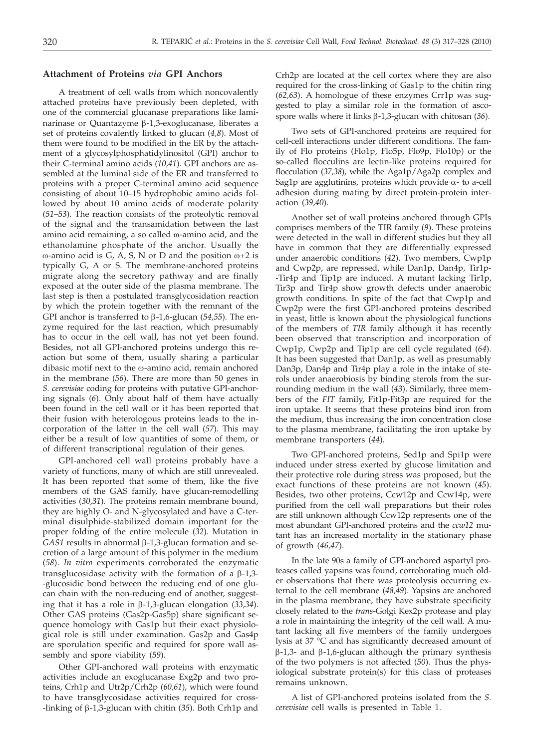### Attachment of Proteins *via* GPI Anchors

A treatment of cell walls from which noncovalently attached proteins have previously been depleted, with one of the commercial glucanase preparations like laminarinase or Quantazyme β-1,3-exoglucanase, liberates a set of proteins covalently linked to glucan (*4,8*). Most of them were found to be modified in the ER by the attachment of a glycosylphosphatidylinositol (GPI) anchor to their C-terminal amino acids (*10,41*). GPI anchors are assembled at the luminal side of the ER and transferred to proteins with a proper C-terminal amino acid sequence consisting of about 10–15 hydrophobic amino acids followed by about 10 amino acids of moderate polarity (*51–53*). The reaction consists of the proteolytic removal of the signal and the transamidation between the last amino acid remaining, a so called ω-amino acid, and the ethanolamine phosphate of the anchor. Usually the ω-amino acid is G, A, S, N or D and the position ω+2 is typically G, A or S. The membrane-anchored proteins migrate along the secretory pathway and are finally exposed at the outer side of the plasma membrane. The last step is then a postulated transglycosidation reaction by which the protein together with the remnant of the GPI anchor is transferred to β-1,6-glucan (*54,55*). The enzyme required for the last reaction, which presumably has to occur in the cell wall, has not yet been found. Besides, not all GPI-anchored proteins undergo this reaction but some of them, usually sharing a particular dibasic motif next to the ω-amino acid, remain anchored in the membrane (*56*). There are more than 50 genes in *S. cerevisiae* coding for proteins with putative GPI-anchoring signals (*6*). Only about half of them have actually been found in the cell wall or it has been reported that their fusion with heterologous proteins leads to the incorporation of the latter in the cell wall (*57*). This may either be a result of low quantities of some of them, or of different transcriptional regulation of their genes.

GPI-anchored cell wall proteins probably have a variety of functions, many of which are still unrevealed. It has been reported that some of them, like the five members of the GAS family, have glucan-remodelling activities (*30,31*). The proteins remain membrane bound, they are highly O- and N-glycosylated and have a C-terminal disulphide-stabilized domain important for the proper folding of the entire molecule (*32*). Mutation in *GAS1* results in abnormal β-1,3-glucan formation and secretion of a large amount of this polymer in the medium (*58*). *In vitro* experiments corroborated the enzymatic transglucosidase activity with the formation of a β-1,3-glucosidic bond between the reducing end of one glucan chain with the non-reducing end of another, suggesting that it has a role in β-1,3-glucan elongation (*33,34*). Other GAS proteins (Gas2p-Gas5p) share significant sequence homology with Gas1p but their exact physiological role is still under examination. Gas2p and Gas4p are sporulation specific and required for spore wall assembly and spore viability (*59*).

Other GPI-anchored wall proteins with enzymatic activities include an exoglucanase Exg2p and two proteins, Crh1p and Utr2p/Crh2p (*60,61*), which were found to have transglycosidase activities required for cross-linking of β-1,3-glucan with chitin (*35*). Both Crh1p and Crh2p are located at the cell cortex where they are also required for the cross-linking of Gas1p to the chitin ring (*62,63*). A homologue of these enzymes Crr1p was suggested to play a similar role in the formation of ascospore walls where it links β-1,3-glucan with chitosan (*36*).

Two sets of GPI-anchored proteins are required for cell-cell interactions under different conditions. The family of Flo proteins (Flo1p, Flo5p, Flo9p, Flo10p) or the so-called flocculins are lectin-like proteins required for flocculation (*37,38*), while the Aga1p/Aga2p complex and Sag1p are agglutinins, proteins which provide α- to a-cell adhesion during mating by direct protein-protein interaction (*39,40*).

Another set of wall proteins anchored through GPIs comprises members of the TIR family (*9*). These proteins were detected in the wall in different studies but they all have in common that they are differentially expressed under anaerobic conditions (*42*). Two members, Cwp1p and Cwp2p, are repressed, while Dan1p, Dan4p, Tir1p-Tir4p and Tip1p are induced. A mutant lacking Tir1p, Tir3p and Tir4p show growth defects under anaerobic growth conditions. In spite of the fact that Cwp1p and Cwp2p were the first GPI-anchored proteins described in yeast, little is known about the physiological functions of the members of *TIR* family although it has recently been observed that transcription and incorporation of Cwp1p, Cwp2p and Tip1p are cell cycle regulated (*64*). It has been suggested that Dan1p, as well as presumably Dan3p, Dan4p and Tir4p play a role in the intake of sterols under anaerobiosis by binding sterols from the surrounding medium in the wall (*43*). Similarly, three members of the *FIT* family, Fit1p-Fit3p are required for the iron uptake. It seems that these proteins bind iron from the medium, thus increasing the iron concentration close to the plasma membrane, facilitating the iron uptake by membrane transporters (*44*).

Two GPI-anchored proteins, Sed1p and Spi1p were induced under stress exerted by glucose limitation and their protective role during stress was proposed, but the exact functions of these proteins are not known (*45*). Besides, two other proteins, Ccw12p and Ccw14p, were purified from the cell wall preparations but their roles are still unknown although Ccw12p represents one of the most abundant GPI-anchored proteins and the *ccw12* mutant has an increased mortality in the stationary phase of growth (*46,47*).

In the late 90s a family of GPI-anchored aspartyl proteases called yapsins was found, corroborating much older observations that there was proteolysis occurring external to the cell membrane (*48,49*). Yapsins are anchored in the plasma membrane, they have substrate specificity closely related to the *trans*-Golgi Kex2p protease and play a role in maintaining the integrity of the cell wall. A mutant lacking all five members of the family undergoes lysis at 37 °C and has significantly decreased amount of β-1,3- and β-1,6-glucan although the primary synthesis of the two polymers is not affected (*50*). Thus the physiological substrate protein(s) for this class of proteases remains unknown.

A list of GPI-anchored proteins isolated from the *S. cerevisiae* cell walls is presented in Table 1.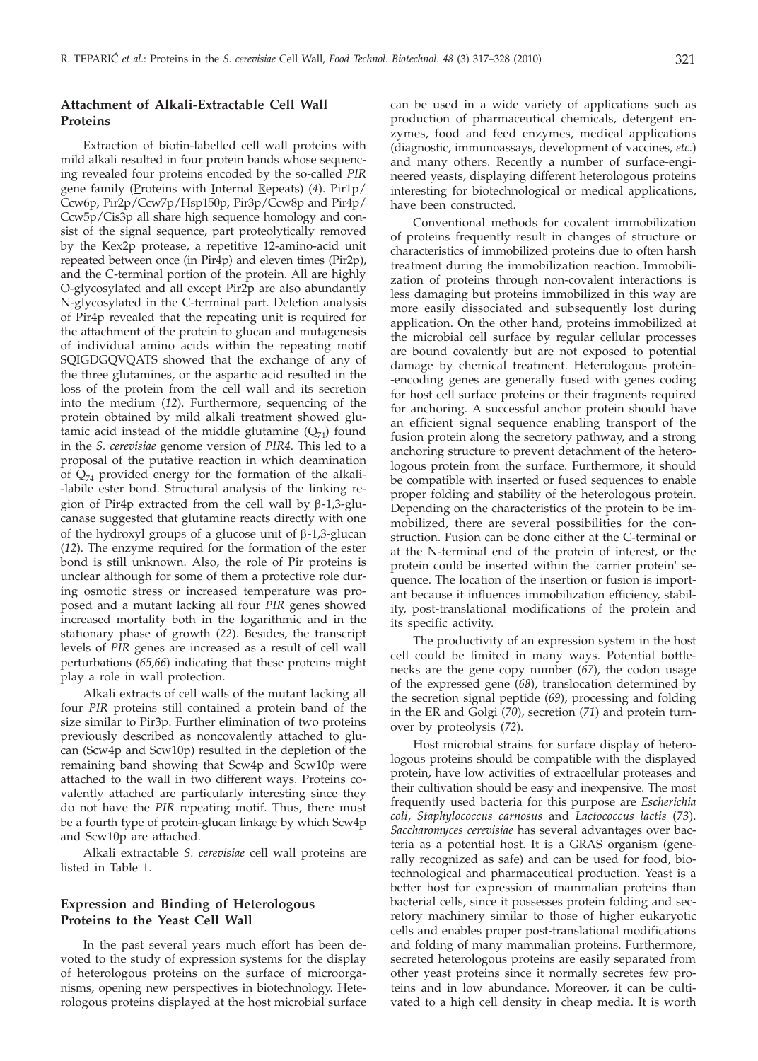## Attachment of Alkali-Extractable Cell Wall Proteins

Extraction of biotin-labelled cell wall proteins with mild alkali resulted in four protein bands whose sequencing revealed four proteins encoded by the so-called *PIR* gene family (Proteins with Internal Repeats) (*4*). Pir1p/Ccw6p, Pir2p/Ccw7p/Hsp150p, Pir3p/Ccw8p and Pir4p/Ccw5p/Cis3p all share high sequence homology and consist of the signal sequence, part proteolytically removed by the Kex2p protease, a repetitive 12-amino-acid unit repeated between once (in Pir4p) and eleven times (Pir2p), and the C-terminal portion of the protein. All are highly O-glycosylated and all except Pir2p are also abundantly N-glycosylated in the C-terminal part. Deletion analysis of Pir4p revealed that the repeating unit is required for the attachment of the protein to glucan and mutagenesis of individual amino acids within the repeating motif SQIGDGQVQATS showed that the exchange of any of the three glutamines, or the aspartic acid resulted in the loss of the protein from the cell wall and its secretion into the medium (*12*). Furthermore, sequencing of the protein obtained by mild alkali treatment showed glutamic acid instead of the middle glutamine ($Q_{74}$) found in the *S. cerevisiae* genome version of *PIR4*. This led to a proposal of the putative reaction in which deamination of $Q_{74}$ provided energy for the formation of the alkali-labile ester bond. Structural analysis of the linking region of Pir4p extracted from the cell wall by β-1,3-glucanase suggested that glutamine reacts directly with one of the hydroxyl groups of a glucose unit of β-1,3-glucan (*12*). The enzyme required for the formation of the ester bond is still unknown. Also, the role of Pir proteins is unclear although for some of them a protective role during osmotic stress or increased temperature was proposed and a mutant lacking all four *PIR* genes showed increased mortality both in the logarithmic and in the stationary phase of growth (*22*). Besides, the transcript levels of *PIR* genes are increased as a result of cell wall perturbations (*65,66*) indicating that these proteins might play a role in wall protection.

Alkali extracts of cell walls of the mutant lacking all four *PIR* proteins still contained a protein band of the size similar to Pir3p. Further elimination of two proteins previously described as noncovalently attached to glucan (Scw4p and Scw10p) resulted in the depletion of the remaining band showing that Scw4p and Scw10p were attached to the wall in two different ways. Proteins covalently attached are particularly interesting since they do not have the *PIR* repeating motif. Thus, there must be a fourth type of protein-glucan linkage by which Scw4p and Scw10p are attached.

Alkali extractable *S. cerevisiae* cell wall proteins are listed in Table 1.

## Expression and Binding of Heterologous Proteins to the Yeast Cell Wall

In the past several years much effort has been devoted to the study of expression systems for the display of heterologous proteins on the surface of microorganisms, opening new perspectives in biotechnology. Heterologous proteins displayed at the host microbial surface can be used in a wide variety of applications such as production of pharmaceutical chemicals, detergent enzymes, food and feed enzymes, medical applications (diagnostic, immunoassays, development of vaccines, *etc.*) and many others. Recently a number of surface-engineered yeasts, displaying different heterologous proteins interesting for biotechnological or medical applications, have been constructed.

Conventional methods for covalent immobilization of proteins frequently result in changes of structure or characteristics of immobilized proteins due to often harsh treatment during the immobilization reaction. Immobilization of proteins through non-covalent interactions is less damaging but proteins immobilized in this way are more easily dissociated and subsequently lost during application. On the other hand, proteins immobilized at the microbial cell surface by regular cellular processes are bound covalently but are not exposed to potential damage by chemical treatment. Heterologous protein-encoding genes are generally fused with genes coding for host cell surface proteins or their fragments required for anchoring. A successful anchor protein should have an efficient signal sequence enabling transport of the fusion protein along the secretory pathway, and a strong anchoring structure to prevent detachment of the heterologous protein from the surface. Furthermore, it should be compatible with inserted or fused sequences to enable proper folding and stability of the heterologous protein. Depending on the characteristics of the protein to be immobilized, there are several possibilities for the construction. Fusion can be done either at the C-terminal or at the N-terminal end of the protein of interest, or the protein could be inserted within the 'carrier protein' sequence. The location of the insertion or fusion is important because it influences immobilization efficiency, stability, post-translational modifications of the protein and its specific activity.

The productivity of an expression system in the host cell could be limited in many ways. Potential bottlenecks are the gene copy number (*67*), the codon usage of the expressed gene (*68*), translocation determined by the secretion signal peptide (*69*), processing and folding in the ER and Golgi (*70*), secretion (*71*) and protein turnover by proteolysis (*72*).

Host microbial strains for surface display of heterologous proteins should be compatible with the displayed protein, have low activities of extracellular proteases and their cultivation should be easy and inexpensive. The most frequently used bacteria for this purpose are *Escherichia coli*, *Staphylococcus carnosus* and *Lactococcus lactis* (*73*). *Saccharomyces cerevisiae* has several advantages over bacteria as a potential host. It is a GRAS organism (generally recognized as safe) and can be used for food, biotechnological and pharmaceutical production. Yeast is a better host for expression of mammalian proteins than bacterial cells, since it possesses protein folding and secretory machinery similar to those of higher eukaryotic cells and enables proper post-translational modifications and folding of many mammalian proteins. Furthermore, secreted heterologous proteins are easily separated from other yeast proteins since it normally secretes few proteins and in low abundance. Moreover, it can be cultivated to a high cell density in cheap media. It is worth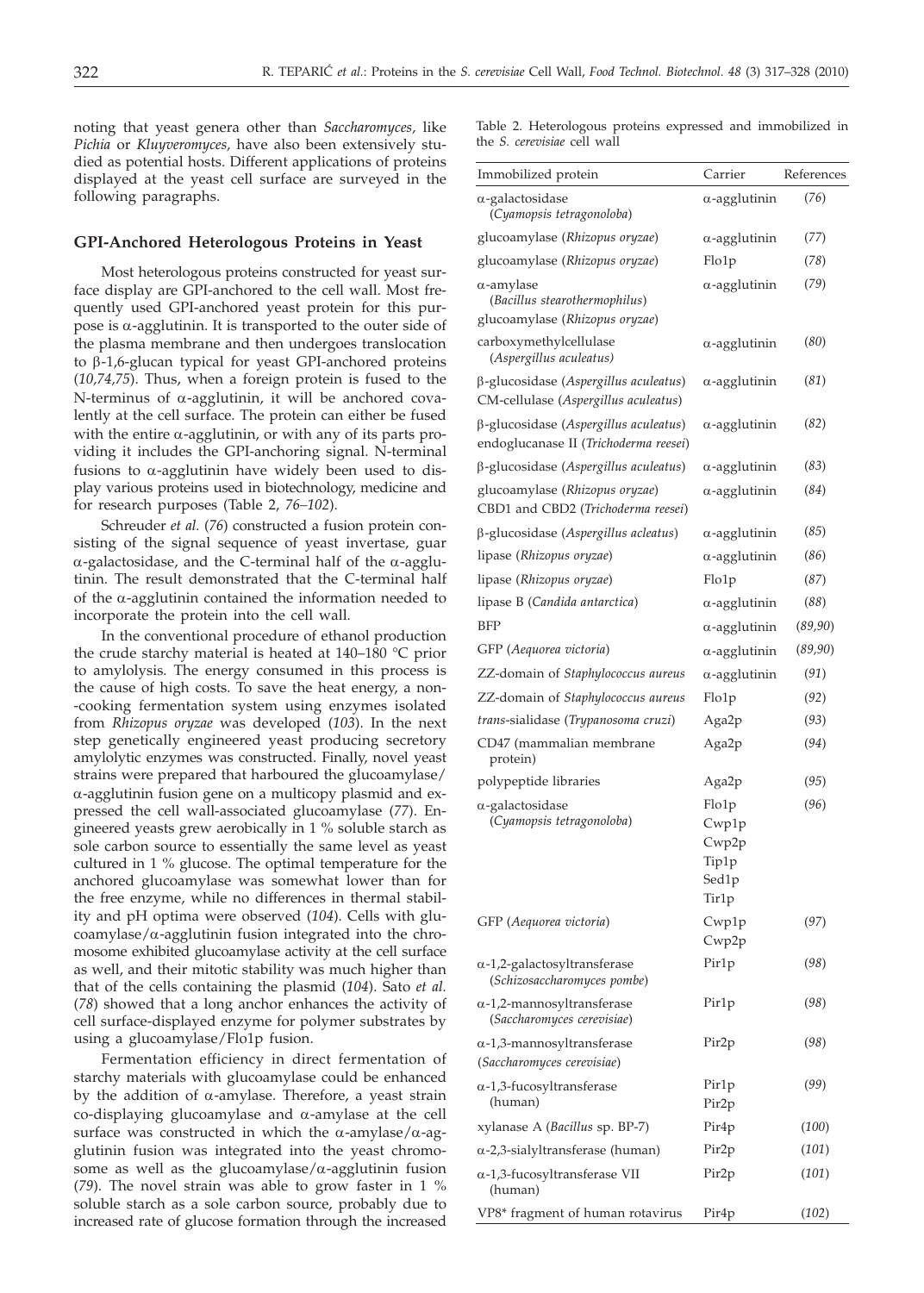noting that yeast genera other than *Saccharomyces*, like *Pichia* or *Kluyveromyces*, have also been extensively studied as potential hosts. Different applications of proteins displayed at the yeast cell surface are surveyed in the following paragraphs.

## GPI-Anchored Heterologous Proteins in Yeast

Most heterologous proteins constructed for yeast surface display are GPI-anchored to the cell wall. Most frequently used GPI-anchored yeast protein for this purpose is α-agglutinin. It is transported to the outer side of the plasma membrane and then undergoes translocation to β-1,6-glucan typical for yeast GPI-anchored proteins (*10,74,75*). Thus, when a foreign protein is fused to the N-terminus of α-agglutinin, it will be anchored covalently at the cell surface. The protein can either be fused with the entire α-agglutinin, or with any of its parts providing it includes the GPI-anchoring signal. N-terminal fusions to α-agglutinin have widely been used to display various proteins used in biotechnology, medicine and for research purposes (Table 2, *76–102*).

Schreuder *et al.* (*76*) constructed a fusion protein consisting of the signal sequence of yeast invertase, guar α-galactosidase, and the C-terminal half of the α-agglutinin. The result demonstrated that the C-terminal half of the α-agglutinin contained the information needed to incorporate the protein into the cell wall.

In the conventional procedure of ethanol production the crude starchy material is heated at 140–180 °C prior to amylolysis. The energy consumed in this process is the cause of high costs. To save the heat energy, a non-cooking fermentation system using enzymes isolated from *Rhizopus oryzae* was developed (*103*). In the next step genetically engineered yeast producing secretory amylolytic enzymes was constructed. Finally, novel yeast strains were prepared that harboured the glucoamylase/α-agglutinin fusion gene on a multicopy plasmid and expressed the cell wall-associated glucoamylase (*77*). Engineered yeasts grew aerobically in 1 % soluble starch as sole carbon source to essentially the same level as yeast cultured in 1 % glucose. The optimal temperature for the anchored glucoamylase was somewhat lower than for the free enzyme, while no differences in thermal stability and pH optima were observed (*104*). Cells with glucoamylase/α-agglutinin fusion integrated into the chromosome exhibited glucoamylase activity at the cell surface as well, and their mitotic stability was much higher than that of the cells containing the plasmid (*104*). Sato *et al.* (*78*) showed that a long anchor enhances the activity of cell surface-displayed enzyme for polymer substrates by using a glucoamylase/Flo1p fusion.

Fermentation efficiency in direct fermentation of starchy materials with glucoamylase could be enhanced by the addition of α-amylase. Therefore, a yeast strain co-displaying glucoamylase and α-amylase at the cell surface was constructed in which the α-amylase/α-agglutinin fusion was integrated into the yeast chromosome as well as the glucoamylase/α-agglutinin fusion (*79*). The novel strain was able to grow faster in 1 % soluble starch as a sole carbon source, probably due to increased rate of glucose formation through the increased

Table 2. Heterologous proteins expressed and immobilized in the *S. cerevisiae* cell wall

| Immobilized protein | Carrier | References |
|---|---|---|
| α-galactosidase (*Cyamopsis tetragonoloba*) | α-agglutinin | (*76*) |
| glucoamylase (*Rhizopus oryzae*) | α-agglutinin | (*77*) |
| glucoamylase (*Rhizopus oryzae*) | Flo1p | (*78*) |
| α-amylase (*Bacillus stearothermophilus*) glucoamylase (*Rhizopus oryzae*) | α-agglutinin | (*79*) |
| carboxymethylcellulase (*Aspergillus aculeatus*) | α-agglutinin | (*80*) |
| β-glucosidase (*Aspergillus aculeatus*) CM-cellulase (*Aspergillus aculeatus*) | α-agglutinin | (*81*) |
| β-glucosidase (*Aspergillus aculeatus*) endoglucanase II (*Trichoderma reesei*) | α-agglutinin | (*82*) |
| β-glucosidase (*Aspergillus aculeatus*) | α-agglutinin | (*83*) |
| glucoamylase (*Rhizopus oryzae*) CBD1 and CBD2 (*Trichoderma reesei*) | α-agglutinin | (*84*) |
| β-glucosidase (*Aspergillus acleatus*) | α-agglutinin | (*85*) |
| lipase (*Rhizopus oryzae*) | α-agglutinin | (*86*) |
| lipase (*Rhizopus oryzae*) | Flo1p | (*87*) |
| lipase B (*Candida antarctica*) | α-agglutinin | (*88*) |
| BFP | α-agglutinin | (*89,90*) |
| GFP (*Aequorea victoria*) | α-agglutinin | (*89,90*) |
| ZZ-domain of *Staphylococcus aureus* | α-agglutinin | (*91*) |
| ZZ-domain of *Staphylococcus aureus* | Flo1p | (*92*) |
| *trans*-sialidase (*Trypanosoma cruzi*) | Aga2p | (*93*) |
| CD47 (mammalian membrane protein) | Aga2p | (*94*) |
| polypeptide libraries | Aga2p | (*95*) |
| α-galactosidase (*Cyamopsis tetragonoloba*) | Flo1p Cwp1p Cwp2p Tip1p Sed1p Tir1p | (*96*) |
| GFP (*Aequorea victoria*) | Cwp1p Cwp2p | (*97*) |
| α-1,2-galactosyltransferase (*Schizosaccharomyces pombe*) | Pir1p | (*98*) |
| α-1,2-mannosyltransferase (*Saccharomyces cerevisiae*) | Pir1p | (*98*) |
| α-1,3-mannosyltransferase (*Saccharomyces cerevisiae*) | Pir2p | (*98*) |
| α-1,3-fucosyltransferase (human) | Pir1p Pir2p | (*99*) |
| xylanase A (*Bacillus* sp. BP-7) | Pir4p | (*100*) |
| α-2,3-sialyltransferase (human) | Pir2p | (*101*) |
| α-1,3-fucosyltransferase VII (human) | Pir2p | (*101*) |
| VP8* fragment of human rotavirus | Pir4p | (*102*) |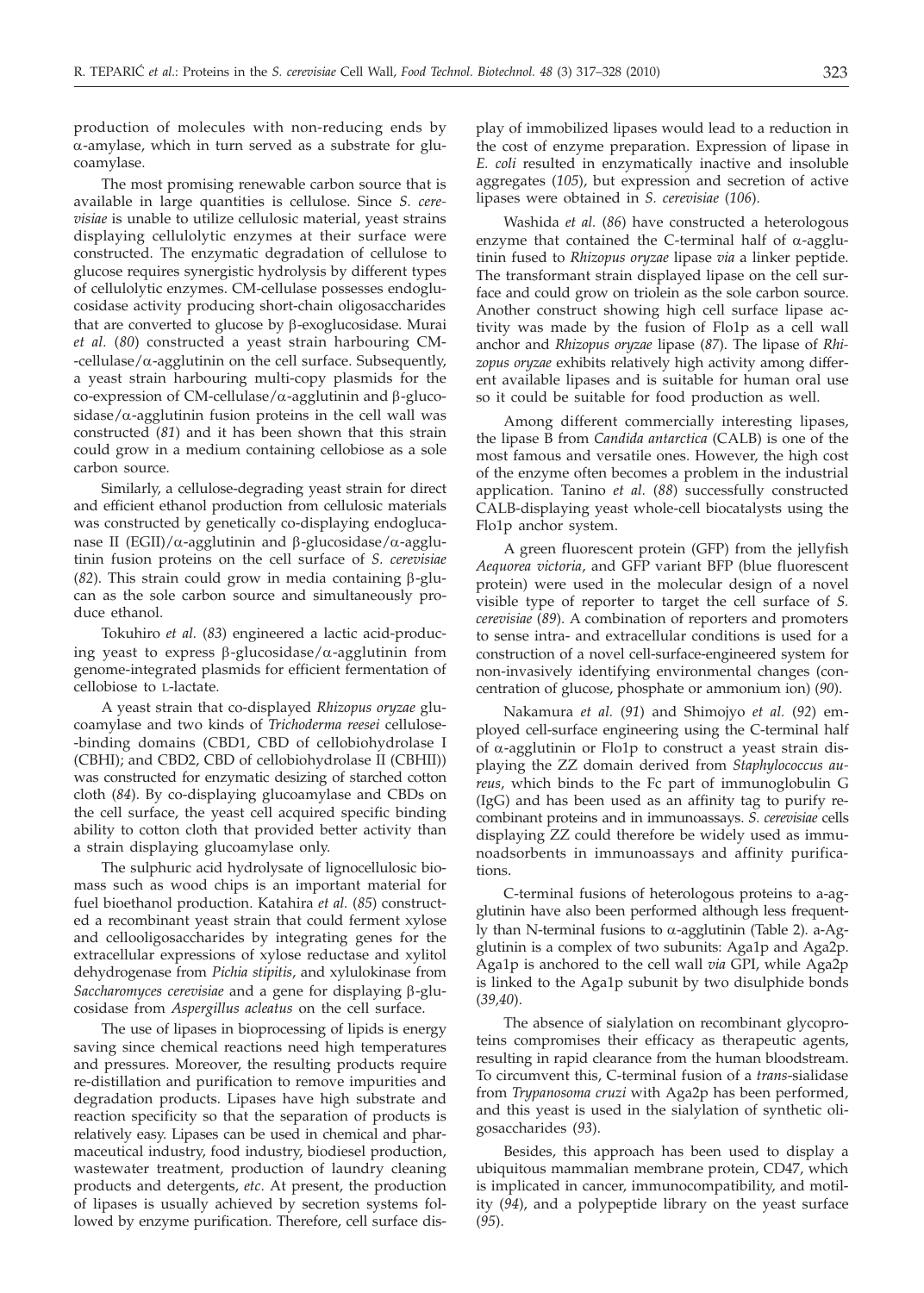production of molecules with non-reducing ends by α-amylase, which in turn served as a substrate for glucoamylase.

The most promising renewable carbon source that is available in large quantities is cellulose. Since *S. cerevisiae* is unable to utilize cellulosic material, yeast strains displaying cellulolytic enzymes at their surface were constructed. The enzymatic degradation of cellulose to glucose requires synergistic hydrolysis by different types of cellulolytic enzymes. CM-cellulase possesses endoglucosidase activity producing short-chain oligosaccharides that are converted to glucose by β-exoglucosidase. Murai *et al.* (*80*) constructed a yeast strain harbouring CM-cellulase/α-agglutinin on the cell surface. Subsequently, a yeast strain harbouring multi-copy plasmids for the co-expression of CM-cellulase/α-agglutinin and β-glucosidase/α-agglutinin fusion proteins in the cell wall was constructed (*81*) and it has been shown that this strain could grow in a medium containing cellobiose as a sole carbon source.

Similarly, a cellulose-degrading yeast strain for direct and efficient ethanol production from cellulosic materials was constructed by genetically co-displaying endoglucanase II (EGII)/α-agglutinin and β-glucosidase/α-agglutinin fusion proteins on the cell surface of *S. cerevisiae* (*82*). This strain could grow in media containing β-glucan as the sole carbon source and simultaneously produce ethanol.

Tokuhiro *et al.* (*83*) engineered a lactic acid-producing yeast to express β-glucosidase/α-agglutinin from genome-integrated plasmids for efficient fermentation of cellobiose to L-lactate.

A yeast strain that co-displayed *Rhizopus oryzae* glucoamylase and two kinds of *Trichoderma reesei* cellulose-binding domains (CBD1, CBD of cellobiohydrolase I (CBHI); and CBD2, CBD of cellobiohydrolase II (CBHII)) was constructed for enzymatic desizing of starched cotton cloth (*84*). By co-displaying glucoamylase and CBDs on the cell surface, the yeast cell acquired specific binding ability to cotton cloth that provided better activity than a strain displaying glucoamylase only.

The sulphuric acid hydrolysate of lignocellulosic biomass such as wood chips is an important material for fuel bioethanol production. Katahira *et al.* (*85*) constructed a recombinant yeast strain that could ferment xylose and cellooligosaccharides by integrating genes for the extracellular expressions of xylose reductase and xylitol dehydrogenase from *Pichia stipitis*, and xylulokinase from *Saccharomyces cerevisiae* and a gene for displaying β-glucosidase from *Aspergillus acleatus* on the cell surface.

The use of lipases in bioprocessing of lipids is energy saving since chemical reactions need high temperatures and pressures. Moreover, the resulting products require re-distillation and purification to remove impurities and degradation products. Lipases have high substrate and reaction specificity so that the separation of products is relatively easy. Lipases can be used in chemical and pharmaceutical industry, food industry, biodiesel production, wastewater treatment, production of laundry cleaning products and detergents, *etc.* At present, the production of lipases is usually achieved by secretion systems followed by enzyme purification. Therefore, cell surface display of immobilized lipases would lead to a reduction in the cost of enzyme preparation. Expression of lipase in *E. coli* resulted in enzymatically inactive and insoluble aggregates (*105*), but expression and secretion of active lipases were obtained in *S. cerevisiae* (*106*).

Washida *et al.* (*86*) have constructed a heterologous enzyme that contained the C-terminal half of α-agglutinin fused to *Rhizopus oryzae* lipase *via* a linker peptide. The transformant strain displayed lipase on the cell surface and could grow on triolein as the sole carbon source. Another construct showing high cell surface lipase activity was made by the fusion of Flo1p as a cell wall anchor and *Rhizopus oryzae* lipase (*87*). The lipase of *Rhizopus oryzae* exhibits relatively high activity among different available lipases and is suitable for human oral use so it could be suitable for food production as well.

Among different commercially interesting lipases, the lipase B from *Candida antarctica* (CALB) is one of the most famous and versatile ones. However, the high cost of the enzyme often becomes a problem in the industrial application. Tanino *et al.* (*88*) successfully constructed CALB-displaying yeast whole-cell biocatalysts using the Flo1p anchor system.

A green fluorescent protein (GFP) from the jellyfish *Aequorea victoria*, and GFP variant BFP (blue fluorescent protein) were used in the molecular design of a novel visible type of reporter to target the cell surface of *S. cerevisiae* (*89*). A combination of reporters and promoters to sense intra- and extracellular conditions is used for a construction of a novel cell-surface-engineered system for non-invasively identifying environmental changes (concentration of glucose, phosphate or ammonium ion) (*90*).

Nakamura *et al.* (*91*) and Shimojyo *et al.* (*92*) employed cell-surface engineering using the C-terminal half of α-agglutinin or Flo1p to construct a yeast strain displaying the ZZ domain derived from *Staphylococcus aureus*, which binds to the Fc part of immunoglobulin G (IgG) and has been used as an affinity tag to purify recombinant proteins and in immunoassays. *S. cerevisiae* cells displaying ZZ could therefore be widely used as immunoadsorbents in immunoassays and affinity purifications.

C-terminal fusions of heterologous proteins to a-agglutinin have also been performed although less frequently than N-terminal fusions to α-agglutinin (Table 2). a-Agglutinin is a complex of two subunits: Aga1p and Aga2p. Aga1p is anchored to the cell wall *via* GPI, while Aga2p is linked to the Aga1p subunit by two disulphide bonds (*39,40*).

The absence of sialylation on recombinant glycoproteins compromises their efficacy as therapeutic agents, resulting in rapid clearance from the human bloodstream. To circumvent this, C-terminal fusion of a *trans*-sialidase from *Trypanosoma cruzi* with Aga2p has been performed, and this yeast is used in the sialylation of synthetic oligosaccharides (*93*).

Besides, this approach has been used to display a ubiquitous mammalian membrane protein, CD47, which is implicated in cancer, immunocompatibility, and motility (*94*), and a polypeptide library on the yeast surface (*95*).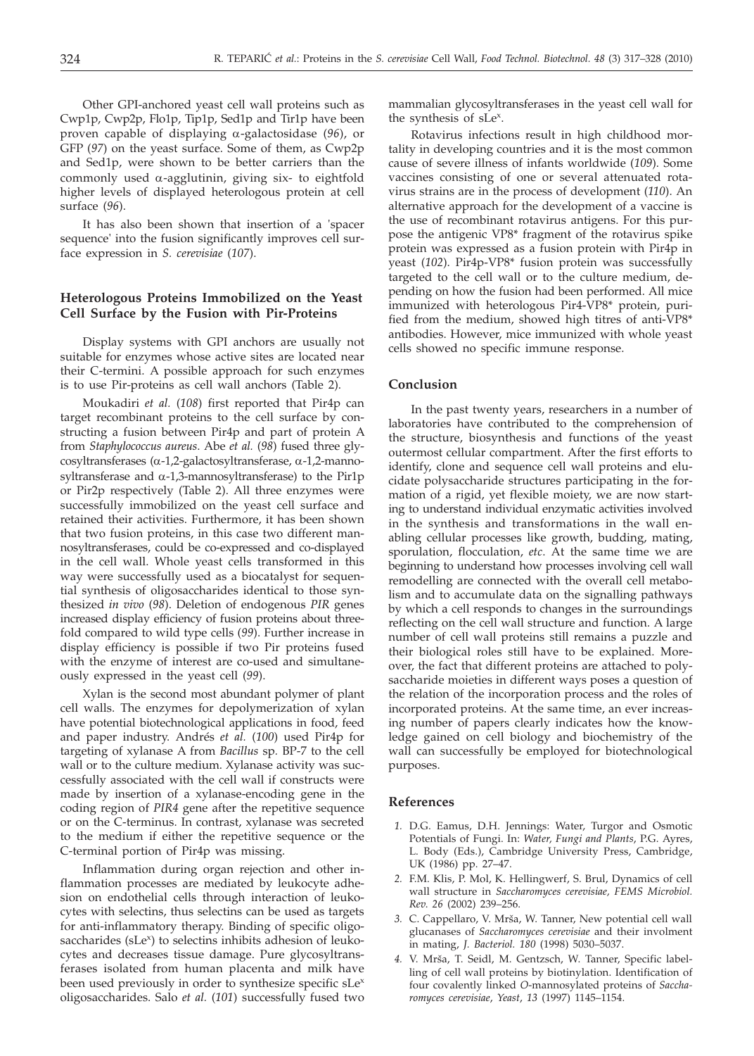Other GPI-anchored yeast cell wall proteins such as Cwp1p, Cwp2p, Flo1p, Tip1p, Sed1p and Tir1p have been proven capable of displaying α-galactosidase (*96*), or GFP (*97*) on the yeast surface. Some of them, as Cwp2p and Sed1p, were shown to be better carriers than the commonly used α-agglutinin, giving six- to eightfold higher levels of displayed heterologous protein at cell surface (*96*).

It has also been shown that insertion of a 'spacer sequence' into the fusion significantly improves cell surface expression in *S. cerevisiae* (*107*).

### Heterologous Proteins Immobilized on the Yeast Cell Surface by the Fusion with Pir-Proteins

Display systems with GPI anchors are usually not suitable for enzymes whose active sites are located near their C-termini. A possible approach for such enzymes is to use Pir-proteins as cell wall anchors (Table 2).

Moukadiri *et al.* (*108*) first reported that Pir4p can target recombinant proteins to the cell surface by constructing a fusion between Pir4p and part of protein A from *Staphylococcus aureus*. Abe *et al.* (*98*) fused three glycosyltransferases (α-1,2-galactosyltransferase, α-1,2-mannosyltransferase and α-1,3-mannosyltransferase) to the Pir1p or Pir2p respectively (Table 2). All three enzymes were successfully immobilized on the yeast cell surface and retained their activities. Furthermore, it has been shown that two fusion proteins, in this case two different mannosyltransferases, could be co-expressed and co-displayed in the cell wall. Whole yeast cells transformed in this way were successfully used as a biocatalyst for sequential synthesis of oligosaccharides identical to those synthesized *in vivo* (*98*). Deletion of endogenous *PIR* genes increased display efficiency of fusion proteins about threefold compared to wild type cells (*99*). Further increase in display efficiency is possible if two Pir proteins fused with the enzyme of interest are co-used and simultaneously expressed in the yeast cell (*99*).

Xylan is the second most abundant polymer of plant cell walls. The enzymes for depolymerization of xylan have potential biotechnological applications in food, feed and paper industry. Andrés *et al.* (*100*) used Pir4p for targeting of xylanase A from *Bacillus* sp. BP-7 to the cell wall or to the culture medium. Xylanase activity was successfully associated with the cell wall if constructs were made by insertion of a xylanase-encoding gene in the coding region of *PIR4* gene after the repetitive sequence or on the C-terminus. In contrast, xylanase was secreted to the medium if either the repetitive sequence or the C-terminal portion of Pir4p was missing.

Inflammation during organ rejection and other inflammation processes are mediated by leukocyte adhesion on endothelial cells through interaction of leukocytes with selectins, thus selectins can be used as targets for anti-inflammatory therapy. Binding of specific oligosaccharides ($sLe^x$) to selectins inhibits adhesion of leukocytes and decreases tissue damage. Pure glycosyltransferases isolated from human placenta and milk have been used previously in order to synthesize specific $sLe^x$ oligosaccharides. Salo *et al.* (*101*) successfully fused two mammalian glycosyltransferases in the yeast cell wall for the synthesis of $sLe^x$.

Rotavirus infections result in high childhood mortality in developing countries and it is the most common cause of severe illness of infants worldwide (*109*). Some vaccines consisting of one or several attenuated rotavirus strains are in the process of development (*110*). An alternative approach for the development of a vaccine is the use of recombinant rotavirus antigens. For this purpose the antigenic VP8* fragment of the rotavirus spike protein was expressed as a fusion protein with Pir4p in yeast (*102*). Pir4p-VP8* fusion protein was successfully targeted to the cell wall or to the culture medium, depending on how the fusion had been performed. All mice immunized with heterologous Pir4-VP8* protein, purified from the medium, showed high titres of anti-VP8* antibodies. However, mice immunized with whole yeast cells showed no specific immune response.

## Conclusion

In the past twenty years, researchers in a number of laboratories have contributed to the comprehension of the structure, biosynthesis and functions of the yeast outermost cellular compartment. After the first efforts to identify, clone and sequence cell wall proteins and elucidate polysaccharide structures participating in the formation of a rigid, yet flexible moiety, we are now starting to understand individual enzymatic activities involved in the synthesis and transformations in the wall enabling cellular processes like growth, budding, mating, sporulation, flocculation, *etc*. At the same time we are beginning to understand how processes involving cell wall remodelling are connected with the overall cell metabolism and to accumulate data on the signalling pathways by which a cell responds to changes in the surroundings reflecting on the cell wall structure and function. A large number of cell wall proteins still remains a puzzle and their biological roles still have to be explained. Moreover, the fact that different proteins are attached to polysaccharide moieties in different ways poses a question of the relation of the incorporation process and the roles of incorporated proteins. At the same time, an ever increasing number of papers clearly indicates how the knowledge gained on cell biology and biochemistry of the wall can successfully be employed for biotechnological purposes.

## References

1. D.G. Eamus, D.H. Jennings: Water, Turgor and Osmotic Potentials of Fungi. In: *Water, Fungi and Plants*, P.G. Ayres, L. Body (Eds.), Cambridge University Press, Cambridge, UK (1986) pp. 27–47.
2. F.M. Klis, P. Mol, K. Hellingwerf, S. Brul, Dynamics of cell wall structure in *Saccharomyces cerevisiae*, *FEMS Microbiol. Rev. 26* (2002) 239–256.
3. C. Cappellaro, V. Mrša, W. Tanner, New potential cell wall glucanases of *Saccharomyces cerevisiae* and their involment in mating, *J. Bacteriol. 180* (1998) 5030–5037.
4. V. Mrša, T. Seidl, M. Gentzsch, W. Tanner, Specific labelling of cell wall proteins by biotinylation. Identification of four covalently linked *O*-mannosylated proteins of *Saccharomyces cerevisiae*, *Yeast*, *13* (1997) 1145–1154.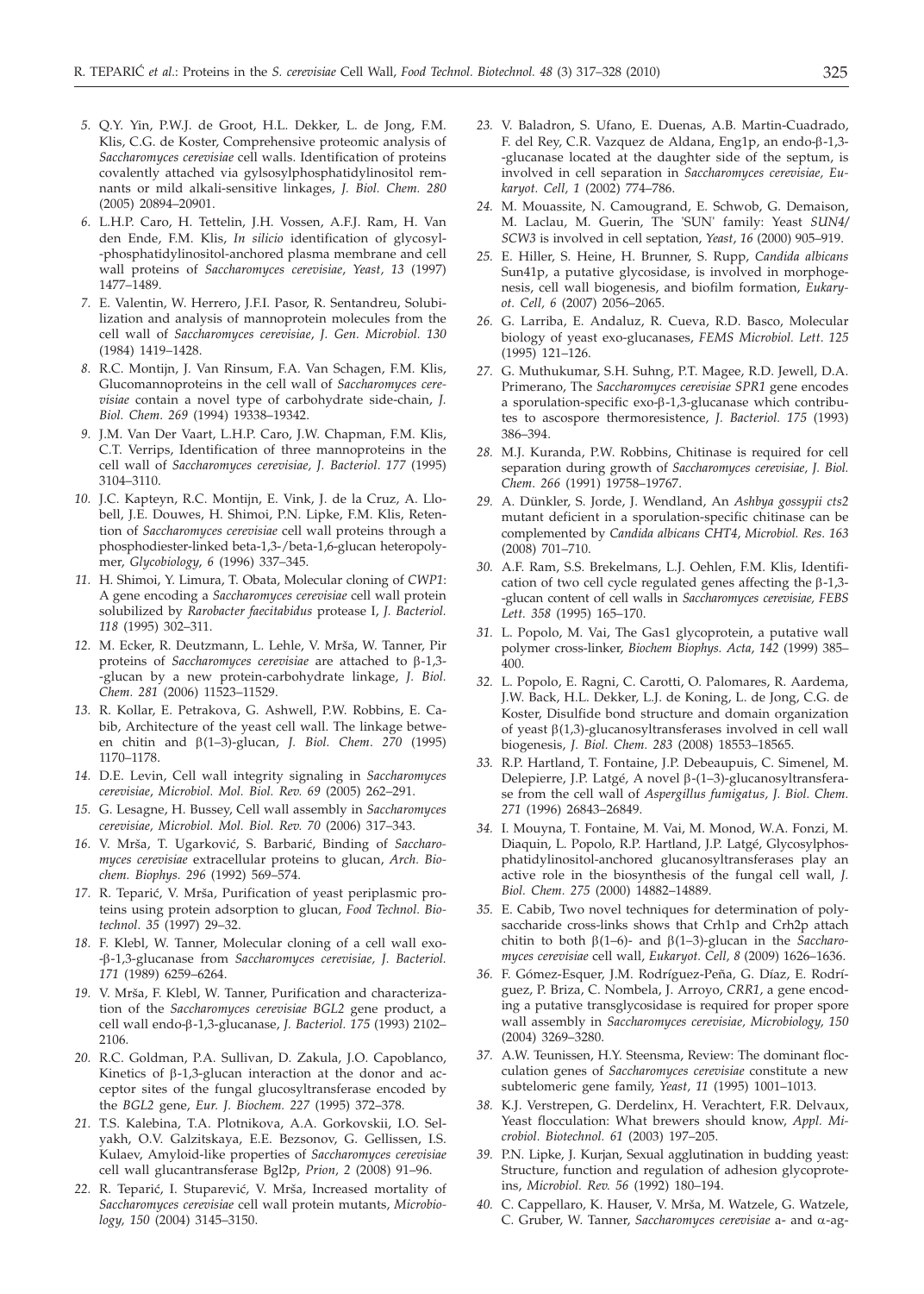5. Q.Y. Yin, P.W.J. de Groot, H.L. Dekker, L. de Jong, F.M. Klis, C.G. de Koster, Comprehensive proteomic analysis of *Saccharomyces cerevisiae* cell walls. Identification of proteins covalently attached via gylsosylphosphatidylinositol remnants or mild alkali-sensitive linkages, *J. Biol. Chem. 280* (2005) 20894–20901.

6. L.H.P. Caro, H. Tettelin, J.H. Vossen, A.F.J. Ram, H. Van den Ende, F.M. Klis, *In silicio* identification of glycosyl- -phosphatidylinositol-anchored plasma membrane and cell wall proteins of *Saccharomyces cerevisiae*, *Yeast*, *13* (1997) 1477–1489.

7. E. Valentin, W. Herrero, J.F.I. Pasor, R. Sentandreu, Solubilization and analysis of mannoprotein molecules from the cell wall of *Saccharomyces cerevisiae*, *J. Gen. Microbiol. 130* (1984) 1419–1428.

8. R.C. Montijn, J. Van Rinsum, F.A. Van Schagen, F.M. Klis, Glucomannoproteins in the cell wall of *Saccharomyces cerevisiae* contain a novel type of carbohydrate side-chain, *J. Biol. Chem. 269* (1994) 19338–19342.

9. J.M. Van Der Vaart, L.H.P. Caro, J.W. Chapman, F.M. Klis, C.T. Verrips, Identification of three mannoproteins in the cell wall of *Saccharomyces cerevisiae*, *J. Bacteriol*. *177* (1995) 3104–3110.

10. J.C. Kapteyn, R.C. Montijn, E. Vink, J. de la Cruz, A. Llobell, J.E. Douwes, H. Shimoi, P.N. Lipke, F.M. Klis, Retention of *Saccharomyces cerevisiae* cell wall proteins through a phosphodiester-linked beta-1,3-/beta-1,6-glucan heteropolymer, *Glycobiology*, *6* (1996) 337–345.

11. H. Shimoi, Y. Limura, T. Obata, Molecular cloning of *CWP1*: A gene encoding a *Saccharomyces cerevisiae* cell wall protein solubilized by *Rarobacter faecitabidus* protease I, *J. Bacteriol. 118* (1995) 302–311.

12. M. Ecker, R. Deutzmann, L. Lehle, V. Mrša, W. Tanner, Pir proteins of *Saccharomyces cerevisiae* are attached to β-1,3- -glucan by a new protein-carbohydrate linkage, *J. Biol. Chem. 281* (2006) 11523–11529.

13. R. Kollar, E. Petrakova, G. Ashwell, P.W. Robbins, E. Cabib, Architecture of the yeast cell wall. The linkage between chitin and β(1–3)-glucan, *J. Biol. Chem*. *270* (1995) 1170–1178.

14. D.E. Levin, Cell wall integrity signaling in *Saccharomyces cerevisiae*, *Microbiol. Mol. Biol. Rev. 69* (2005) 262–291.

15. G. Lesagne, H. Bussey, Cell wall assembly in *Saccharomyces cerevisiae, Microbiol. Mol. Biol. Rev. 70* (2006) 317–343.

16. V. Mrša, T. Ugarković, S. Barbarić, Binding of *Saccharomyces cerevisiae* extracellular proteins to glucan, *Arch. Biochem. Biophys. 296* (1992) 569–574.

17. R. Teparić, V. Mrša, Purification of yeast periplasmic proteins using protein adsorption to glucan, *Food Technol. Biotechnol. 35* (1997) 29–32.

18. F. Klebl, W. Tanner, Molecular cloning of a cell wall exo- -β-1,3-glucanase from *Saccharomyces cerevisiae*, *J. Bacteriol. 171* (1989) 6259–6264.

19. V. Mrša, F. Klebl, W. Tanner, Purification and characterization of the *Saccharomyces cerevisiae BGL2* gene product, a cell wall endo-β-1,3-glucanase, *J. Bacteriol. 175* (1993) 2102–2106.

20. R.C. Goldman, P.A. Sullivan, D. Zakula, J.O. Capoblanco, Kinetics of β-1,3-glucan interaction at the donor and acceptor sites of the fungal glucosyltransferase encoded by the *BGL2* gene, *Eur. J. Biochem. 227* (1995) 372–378.

21. T.S. Kalebina, T.A. Plotnikova, A.A. Gorkovskii, I.O. Selyakh, O.V. Galzitskaya, E.E. Bezsonov, G. Gellissen, I.S. Kulaev, Amyloid-like properties of *Saccharomyces cerevisiae* cell wall glucantransferase Bgl2p, *Prion, 2* (2008) 91–96.

22. R. Teparić, I. Stuparević, V. Mrša, Increased mortality of *Saccharomyces cerevisiae* cell wall protein mutants, *Microbiology, 150* (2004) 3145–3150.

23. V. Baladron, S. Ufano, E. Duenas, A.B. Martin-Cuadrado, F. del Rey, C.R. Vazquez de Aldana, Eng1p, an endo-β-1,3- -glucanase located at the daughter side of the septum, is involved in cell separation in *Saccharomyces cerevisiae*, *Eukaryot. Cell, 1* (2002) 774–786.

24. M. Mouassite, N. Camougrand, E. Schwob, G. Demaison, M. Laclau, M. Guerin, The 'SUN' family: Yeast *SUN4/ SCW3* is involved in cell septation, *Yeast*, *16* (2000) 905–919.

25. E. Hiller, S. Heine, H. Brunner, S. Rupp, *Candida albicans* Sun41p, a putative glycosidase, is involved in morphogenesis, cell wall biogenesis, and biofilm formation, *Eukaryot. Cell, 6* (2007) 2056–2065.

26. G. Larriba, E. Andaluz, R. Cueva, R.D. Basco, Molecular biology of yeast exo-glucanases, *FEMS Microbiol. Lett*. *125* (1995) 121–126.

27. G. Muthukumar, S.H. Suhng, P.T. Magee, R.D. Jewell, D.A. Primerano, The *Saccharomyces cerevisiae SPR1* gene encodes a sporulation-specific exo-β-1,3-glucanase which contributes to ascospore thermoresistence, *J. Bacteriol. 175* (1993) 386–394.

28. M.J. Kuranda, P.W. Robbins, Chitinase is required for cell separation during growth of *Saccharomyces cerevisiae*, *J. Biol. Chem. 266* (1991) 19758–19767.

29. A. Dünkler, S. Jorde, J. Wendland, An *Ashbya gossypii cts2* mutant deficient in a sporulation-specific chitinase can be complemented by *Candida albicans CHT4*, *Microbiol. Res. 163* (2008) 701–710.

30. A.F. Ram, S.S. Brekelmans, L.J. Oehlen, F.M. Klis, Identification of two cell cycle regulated genes affecting the β-1,3- -glucan content of cell walls in *Saccharomyces cerevisiae, FEBS Lett. 358* (1995) 165–170.

31. L. Popolo, M. Vai, The Gas1 glycoprotein, a putative wall polymer cross-linker, *Biochem Biophys. Acta*, *142* (1999) 385–400.

32. L. Popolo, E. Ragni, C. Carotti, O. Palomares, R. Aardema, J.W. Back, H.L. Dekker, L.J. de Koning, L. de Jong, C.G. de Koster, Disulfide bond structure and domain organization of yeast β(1,3)-glucanosyltransferases involved in cell wall biogenesis, *J. Biol. Chem. 283* (2008) 18553–18565.

33. R.P. Hartland, T. Fontaine, J.P. Debeaupuis, C. Simenel, M. Delepierre, J.P. Latgé, A novel β-(1–3)-glucanosyltransferase from the cell wall of *Aspergillus fumigatus, J. Biol. Chem. 271* (1996) 26843–26849.

34. I. Mouyna, T. Fontaine, M. Vai, M. Monod, W.A. Fonzi, M. Diaquin, L. Popolo, R.P. Hartland, J.P. Latgé, Glycosylphosphatidylinositol-anchored glucanosyltransferases play an active role in the biosynthesis of the fungal cell wall, *J. Biol. Chem. 275* (2000) 14882–14889.

35. E. Cabib, Two novel techniques for determination of polysaccharide cross-links shows that Crh1p and Crh2p attach chitin to both β(1–6)- and β(1–3)-glucan in the *Saccharomyces cerevisiae* cell wall, *Eukaryot. Cell, 8* (2009) 1626–1636.

36. F. Gómez-Esquer, J.M. Rodríguez-Peña, G. Díaz, E. Rodríguez, P. Briza, C. Nombela, J. Arroyo, *CRR1*, a gene encoding a putative transglycosidase is required for proper spore wall assembly in *Saccharomyces cerevisiae, Microbiology, 150* (2004) 3269–3280.

37. A.W. Teunissen, H.Y. Steensma, Review: The dominant flocculation genes of *Saccharomyces cerevisiae* constitute a new subtelomeric gene family, *Yeast*, *11* (1995) 1001–1013.

38. K.J. Verstrepen, G. Derdelinx, H. Verachtert, F.R. Delvaux, Yeast flocculation: What brewers should know, *Appl. Microbiol. Biotechnol. 61* (2003) 197–205.

39. P.N. Lipke, J. Kurjan, Sexual agglutination in budding yeast: Structure, function and regulation of adhesion glycoproteins, *Microbiol. Rev. 56* (1992) 180–194.

40. C. Cappellaro, K. Hauser, V. Mrša, M. Watzele, G. Watzele, C. Gruber, W. Tanner, *Saccharomyces cerevisiae* a- and α-ag-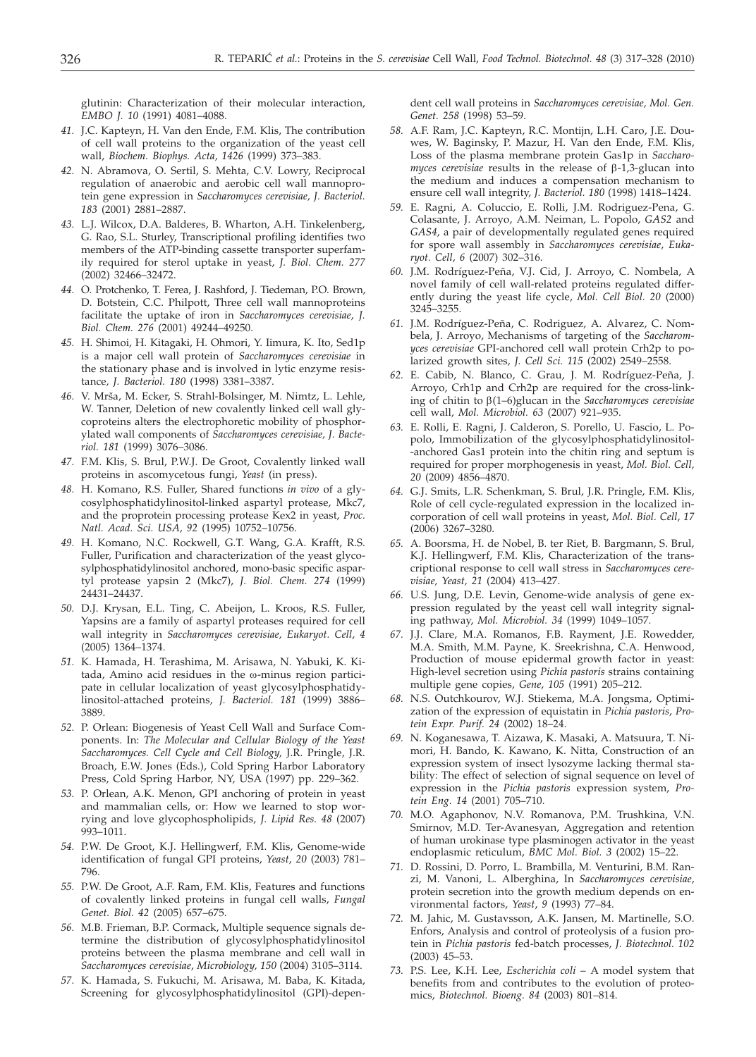glutinin: Characterization of their molecular interaction, *EMBO J. 10* (1991) 4081–4088.

41. J.C. Kapteyn, H. Van den Ende, F.M. Klis, The contribution of cell wall proteins to the organization of the yeast cell wall, *Biochem. Biophys. Acta*, *1426* (1999) 373–383.

42. N. Abramova, O. Sertil, S. Mehta, C.V. Lowry, Reciprocal regulation of anaerobic and aerobic cell wall mannoprotein gene expression in *Saccharomyces cerevisiae*, *J. Bacteriol. 183* (2001) 2881–2887.

43. L.J. Wilcox, D.A. Balderes, B. Wharton, A.H. Tinkelenberg, G. Rao, S.L. Sturley, Transcriptional profiling identifies two members of the ATP-binding cassette transporter superfamily required for sterol uptake in yeast, *J. Biol. Chem. 277* (2002) 32466–32472.

44. O. Protchenko, T. Ferea, J. Rashford, J. Tiedeman, P.O. Brown, D. Botstein, C.C. Philpott, Three cell wall mannoproteins facilitate the uptake of iron in *Saccharomyces cerevisiae*, *J. Biol. Chem. 276* (2001) 49244–49250.

45. H. Shimoi, H. Kitagaki, H. Ohmori, Y. Iimura, K. Ito, Sed1p is a major cell wall protein of *Saccharomyces cerevisiae* in the stationary phase and is involved in lytic enzyme resistance, *J. Bacteriol. 180* (1998) 3381–3387.

46. V. Mrša, M. Ecker, S. Strahl-Bolsinger, M. Nimtz, L. Lehle, W. Tanner, Deletion of new covalently linked cell wall glycoproteins alters the electrophoretic mobility of phosphorylated wall components of *Saccharomyces cerevisiae*, *J. Bacteriol. 181* (1999) 3076–3086.

47. F.M. Klis, S. Brul, P.W.J. De Groot, Covalently linked wall proteins in ascomycetous fungi, *Yeast* (in press).

48. H. Komano, R.S. Fuller, Shared functions *in vivo* of a glycosylphosphatidylinositol-linked aspartyl protease, Mkc7, and the proprotein processing protease Kex2 in yeast, *Proc. Natl. Acad. Sci. USA*, *92* (1995) 10752–10756.

49. H. Komano, N.C. Rockwell, G.T. Wang, G.A. Krafft, R.S. Fuller, Purification and characterization of the yeast glycosylphosphatidylinositol anchored, mono-basic specific aspartyl protease yapsin 2 (Mkc7), *J. Biol. Chem. 274* (1999) 24431–24437.

50. D.J. Krysan, E.L. Ting, C. Abeijon, L. Kroos, R.S. Fuller, Yapsins are a family of aspartyl proteases required for cell wall integrity in *Saccharomyces cerevisiae*, *Eukaryot. Cell*, *4* (2005) 1364–1374.

51. K. Hamada, H. Terashima, M. Arisawa, N. Yabuki, K. Kitada, Amino acid residues in the ω-minus region participate in cellular localization of yeast glycosylphosphatidylinositol-attached proteins, *J. Bacteriol. 181* (1999) 3886–3889.

52. P. Orlean: Biogenesis of Yeast Cell Wall and Surface Components. In: *The Molecular and Cellular Biology of the Yeast Saccharomyces. Cell Cycle and Cell Biology,* J.R. Pringle, J.R. Broach, E.W. Jones (Eds.), Cold Spring Harbor Laboratory Press, Cold Spring Harbor, NY, USA (1997) pp. 229–362.

53. P. Orlean, A.K. Menon, GPI anchoring of protein in yeast and mammalian cells, or: How we learned to stop worrying and love glycophospholipids, *J. Lipid Res. 48* (2007) 993–1011.

54. P.W. De Groot, K.J. Hellingwerf, F.M. Klis, Genome-wide identification of fungal GPI proteins, *Yeast*, *20* (2003) 781–796.

55. P.W. De Groot, A.F. Ram, F.M. Klis, Features and functions of covalently linked proteins in fungal cell walls, *Fungal Genet. Biol. 42* (2005) 657–675.

56. M.B. Frieman, B.P. Cormack, Multiple sequence signals determine the distribution of glycosylphosphatidylinositol proteins between the plasma membrane and cell wall in *Saccharomyces cerevisiae*, *Microbiology, 150* (2004) 3105–3114.

57. K. Hamada, S. Fukuchi, M. Arisawa, M. Baba, K. Kitada, Screening for glycosylphosphatidylinositol (GPI)-dependent cell wall proteins in *Saccharomyces cerevisiae*, *Mol. Gen. Genet. 258* (1998) 53–59.

58. A.F. Ram, J.C. Kapteyn, R.C. Montijn, L.H. Caro, J.E. Douwes, W. Baginsky, P. Mazur, H. Van den Ende, F.M. Klis, Loss of the plasma membrane protein Gas1p in *Saccharomyces cerevisiae* results in the release of β-1,3-glucan into the medium and induces a compensation mechanism to ensure cell wall integrity, *J. Bacteriol. 180* (1998) 1418–1424.

59. E. Ragni, A. Coluccio, E. Rolli, J.M. Rodriguez-Pena, G. Colasante, J. Arroyo, A.M. Neiman, L. Popolo, *GAS2* and *GAS4*, a pair of developmentally regulated genes required for spore wall assembly in *Saccharomyces cerevisiae*, *Eukaryot. Cell*, *6* (2007) 302–316.

60. J.M. Rodríguez-Peña, V.J. Cid, J. Arroyo, C. Nombela, A novel family of cell wall-related proteins regulated differently during the yeast life cycle, *Mol. Cell Biol. 20* (2000) 3245–3255.

61. J.M. Rodríguez-Peña, C. Rodriguez, A. Alvarez, C. Nombela, J. Arroyo, Mechanisms of targeting of the *Saccharomyces cerevisiae* GPI-anchored cell wall protein Crh2p to polarized growth sites, *J. Cell Sci. 115* (2002) 2549–2558.

62. E. Cabib, N. Blanco, C. Grau, J. M. Rodríguez-Peña, J. Arroyo, Crh1p and Crh2p are required for the cross-linking of chitin to β(1–6)glucan in the *Saccharomyces cerevisiae* cell wall, *Mol. Microbiol. 63* (2007) 921–935.

63. E. Rolli, E. Ragni, J. Calderon, S. Porello, U. Fascio, L. Popolo, Immobilization of the glycosylphosphatidylinositol-anchored Gas1 protein into the chitin ring and septum is required for proper morphogenesis in yeast, *Mol. Biol. Cell*, *20* (2009) 4856–4870.

64. G.J. Smits, L.R. Schenkman, S. Brul, J.R. Pringle, F.M. Klis, Role of cell cycle-regulated expression in the localized incorporation of cell wall proteins in yeast, *Mol. Biol. Cell*, *17* (2006) 3267–3280.

65. A. Boorsma, H. de Nobel, B. ter Riet, B. Bargmann, S. Brul, K.J. Hellingwerf, F.M. Klis, Characterization of the transcriptional response to cell wall stress in *Saccharomyces cerevisiae*, *Yeast*, *21* (2004) 413–427.

66. U.S. Jung, D.E. Levin, Genome-wide analysis of gene expression regulated by the yeast cell wall integrity signaling pathway, *Mol. Microbiol. 34* (1999) 1049–1057.

67. J.J. Clare, M.A. Romanos, F.B. Rayment, J.E. Rowedder, M.A. Smith, M.M. Payne, K. Sreekrishna, C.A. Henwood, Production of mouse epidermal growth factor in yeast: High-level secretion using *Pichia pastoris* strains containing multiple gene copies, *Gene*, *105* (1991) 205–212.

68. N.S. Outchkourov, W.J. Stiekema, M.A. Jongsma, Optimization of the expression of equistatin in *Pichia pastoris*, *Protein Expr. Purif. 24* (2002) 18–24.

69. N. Koganesawa, T. Aizawa, K. Masaki, A. Matsuura, T. Nimori, H. Bando, K. Kawano, K. Nitta, Construction of an expression system of insect lysozyme lacking thermal stability: The effect of selection of signal sequence on level of expression in the *Pichia pastoris* expression system, *Protein Eng. 14* (2001) 705–710.

70. M.O. Agaphonov, N.V. Romanova, P.M. Trushkina, V.N. Smirnov, M.D. Ter-Avanesyan, Aggregation and retention of human urokinase type plasminogen activator in the yeast endoplasmic reticulum, *BMC Mol. Biol. 3* (2002) 15–22.

71. D. Rossini, D. Porro, L. Brambilla, M. Venturini, B.M. Ranzi, M. Vanoni, L. Alberghina, In *Saccharomyces cerevisiae*, protein secretion into the growth medium depends on environmental factors, *Yeast*, *9* (1993) 77–84.

72. M. Jahic, M. Gustavsson, A.K. Jansen, M. Martinelle, S.O. Enfors, Analysis and control of proteolysis of a fusion protein in *Pichia pastoris* fed-batch processes, *J. Biotechnol. 102* (2003) 45–53.

73. P.S. Lee, K.H. Lee, *Escherichia coli* – A model system that benefits from and contributes to the evolution of proteomics, *Biotechnol. Bioeng. 84* (2003) 801–814.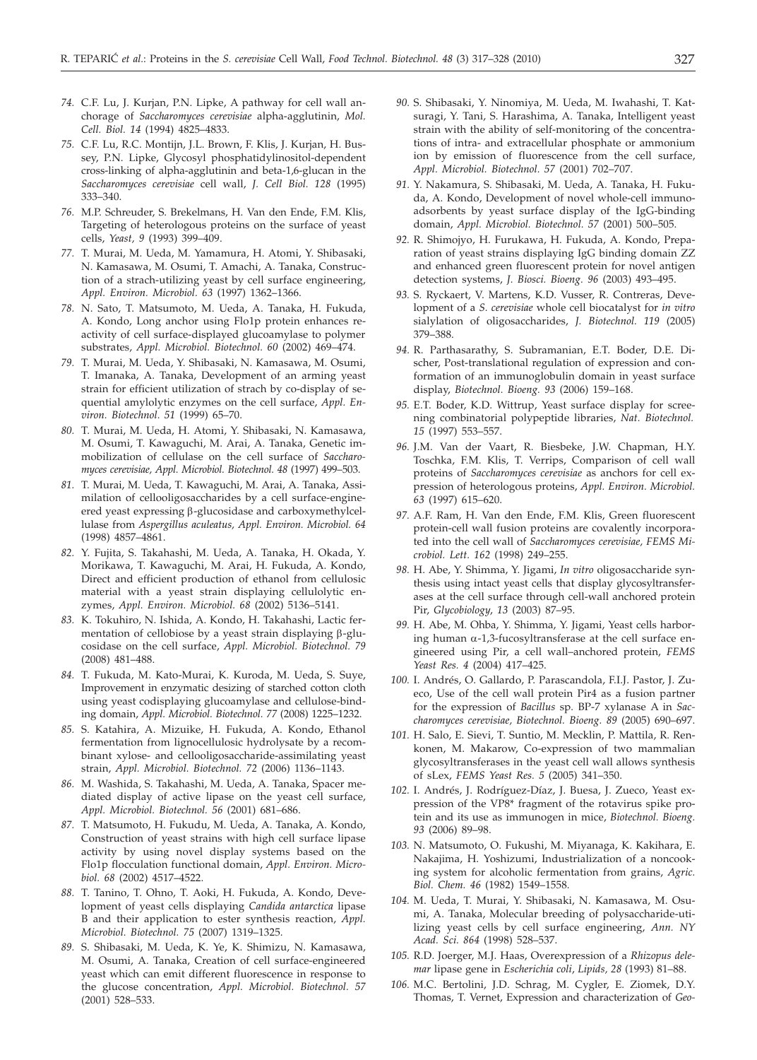*74.* C.F. Lu, J. Kurjan, P.N. Lipke, A pathway for cell wall anchorage of *Saccharomyces cerevisiae* alpha-agglutinin, *Mol. Cell. Biol. 14* (1994) 4825–4833.

*75.* C.F. Lu, R.C. Montijn, J.L. Brown, F. Klis, J. Kurjan, H. Bussey, P.N. Lipke, Glycosyl phosphatidylinositol-dependent cross-linking of alpha-agglutinin and beta-1,6-glucan in the *Saccharomyces cerevisiae* cell wall, *J. Cell Biol. 128* (1995) 333–340.

*76.* M.P. Schreuder, S. Brekelmans, H. Van den Ende, F.M. Klis, Targeting of heterologous proteins on the surface of yeast cells, *Yeast, 9* (1993) 399–409.

*77.* T. Murai, M. Ueda, M. Yamamura, H. Atomi, Y. Shibasaki, N. Kamasawa, M. Osumi, T. Amachi, A. Tanaka, Construction of a strach-utilizing yeast by cell surface engineering, *Appl. Environ. Microbiol. 63* (1997) 1362–1366.

*78.* N. Sato, T. Matsumoto, M. Ueda, A. Tanaka, H. Fukuda, A. Kondo, Long anchor using Flo1p protein enhances reactivity of cell surface-displayed glucoamylase to polymer substrates, *Appl. Microbiol. Biotechnol. 60* (2002) 469–474.

*79.* T. Murai, M. Ueda, Y. Shibasaki, N. Kamasawa, M. Osumi, T. Imanaka, A. Tanaka, Development of an arming yeast strain for efficient utilization of strach by co-display of sequential amylolytic enzymes on the cell surface, *Appl. Environ. Biotechnol. 51* (1999) 65–70.

*80.* T. Murai, M. Ueda, H. Atomi, Y. Shibasaki, N. Kamasawa, M. Osumi, T. Kawaguchi, M. Arai, A. Tanaka, Genetic immobilization of cellulase on the cell surface of *Saccharomyces cerevisiae, Appl. Microbiol. Biotechnol. 48* (1997) 499–503.

*81.* T. Murai, M. Ueda, T. Kawaguchi, M. Arai, A. Tanaka, Assimilation of cellooligosaccharides by a cell surface-engineered yeast expressing β-glucosidase and carboxymethylcellulase from *Aspergillus aculeatus, Appl. Environ. Microbiol. 64* (1998) 4857–4861.

*82.* Y. Fujita, S. Takahashi, M. Ueda, A. Tanaka, H. Okada, Y. Morikawa, T. Kawaguchi, M. Arai, H. Fukuda, A. Kondo, Direct and efficient production of ethanol from cellulosic material with a yeast strain displaying cellulolytic enzymes, *Appl. Environ. Microbiol. 68* (2002) 5136–5141.

*83.* K. Tokuhiro, N. Ishida, A. Kondo, H. Takahashi, Lactic fermentation of cellobiose by a yeast strain displaying β-glucosidase on the cell surface, *Appl. Microbiol. Biotechnol. 79* (2008) 481–488.

*84.* T. Fukuda, M. Kato-Murai, K. Kuroda, M. Ueda, S. Suye, Improvement in enzymatic desizing of starched cotton cloth using yeast codisplaying glucoamylase and cellulose-binding domain, *Appl. Microbiol. Biotechnol. 77* (2008) 1225–1232.

*85.* S. Katahira, A. Mizuike, H. Fukuda, A. Kondo, Ethanol fermentation from lignocellulosic hydrolysate by a recombinant xylose- and cellooligosaccharide-assimilating yeast strain, *Appl. Microbiol. Biotechnol. 72* (2006) 1136–1143.

*86.* M. Washida, S. Takahashi, M. Ueda, A. Tanaka, Spacer mediated display of active lipase on the yeast cell surface, *Appl. Microbiol. Biotechnol. 56* (2001) 681–686.

*87.* T. Matsumoto, H. Fukudu, M. Ueda, A. Tanaka, A. Kondo, Construction of yeast strains with high cell surface lipase activity by using novel display systems based on the Flo1p flocculation functional domain, *Appl. Environ. Microbiol. 68* (2002) 4517–4522.

*88.* T. Tanino, T. Ohno, T. Aoki, H. Fukuda, A. Kondo, Development of yeast cells displaying *Candida antarctica* lipase B and their application to ester synthesis reaction, *Appl. Microbiol. Biotechnol. 75* (2007) 1319–1325.

*89.* S. Shibasaki, M. Ueda, K. Ye, K. Shimizu, N. Kamasawa, M. Osumi, A. Tanaka, Creation of cell surface-engineered yeast which can emit different fluorescence in response to the glucose concentration, *Appl. Microbiol. Biotechnol. 57* (2001) 528–533.

*90.* S. Shibasaki, Y. Ninomiya, M. Ueda, M. Iwahashi, T. Katsuragi, Y. Tani, S. Harashima, A. Tanaka, Intelligent yeast strain with the ability of self-monitoring of the concentrations of intra- and extracellular phosphate or ammonium ion by emission of fluorescence from the cell surface, *Appl. Microbiol. Biotechnol. 57* (2001) 702–707.

*91.* Y. Nakamura, S. Shibasaki, M. Ueda, A. Tanaka, H. Fukuda, A. Kondo, Development of novel whole-cell immunoadsorbents by yeast surface display of the IgG-binding domain, *Appl. Microbiol. Biotechnol. 57* (2001) 500–505.

*92.* R. Shimojyo, H. Furukawa, H. Fukuda, A. Kondo, Preparation of yeast strains displaying IgG binding domain ZZ and enhanced green fluorescent protein for novel antigen detection systems, *J. Biosci. Bioeng. 96* (2003) 493–495.

*93.* S. Ryckaert, V. Martens, K.D. Vusser, R. Contreras, Development of a *S. cerevisiae* whole cell biocatalyst for *in vitro* sialylation of oligosaccharides, *J. Biotechnol. 119* (2005) 379–388.

*94.* R. Parthasarathy, S. Subramanian, E.T. Boder, D.E. Discher, Post-translational regulation of expression and conformation of an immunoglobulin domain in yeast surface display, *Biotechnol. Bioeng. 93* (2006) 159–168.

*95.* E.T. Boder, K.D. Wittrup, Yeast surface display for screening combinatorial polypeptide libraries, *Nat. Biotechnol. 15* (1997) 553–557.

*96.* J.M. Van der Vaart, R. Biesbeke, J.W. Chapman, H.Y. Toschka, F.M. Klis, T. Verrips, Comparison of cell wall proteins of *Saccharomyces cerevisiae* as anchors for cell expression of heterologous proteins, *Appl. Environ. Microbiol. 63* (1997) 615–620.

*97.* A.F. Ram, H. Van den Ende, F.M. Klis, Green fluorescent protein-cell wall fusion proteins are covalently incorporated into the cell wall of *Saccharomyces cerevisiae, FEMS Microbiol. Lett. 162* (1998) 249–255.

*98.* H. Abe, Y. Shimma, Y. Jigami, *In vitro* oligosaccharide synthesis using intact yeast cells that display glycosyltransferases at the cell surface through cell-wall anchored protein Pir, *Glycobiology, 13* (2003) 87–95.

*99.* H. Abe, M. Ohba, Y. Shimma, Y. Jigami, Yeast cells harboring human α-1,3-fucosyltransferase at the cell surface engineered using Pir, a cell wall–anchored protein, *FEMS Yeast Res. 4* (2004) 417–425.

*100.* I. Andrés, O. Gallardo, P. Parascandola, F.I.J. Pastor, J. Zueco, Use of the cell wall protein Pir4 as a fusion partner for the expression of *Bacillus* sp. BP-7 xylanase A in *Saccharomyces cerevisiae, Biotechnol. Bioeng. 89* (2005) 690–697.

*101.* H. Salo, E. Sievi, T. Suntio, M. Mecklin, P. Mattila, R. Renkonen, M. Makarow, Co-expression of two mammalian glycosyltransferases in the yeast cell wall allows synthesis of sLex, *FEMS Yeast Res. 5* (2005) 341–350.

*102.* I. Andrés, J. Rodríguez-Díaz, J. Buesa, J. Zueco, Yeast expression of the VP8* fragment of the rotavirus spike protein and its use as immunogen in mice, *Biotechnol. Bioeng. 93* (2006) 89–98.

*103.* N. Matsumoto, O. Fukushi, M. Miyanaga, K. Kakihara, E. Nakajima, H. Yoshizumi, Industrialization of a noncooking system for alcoholic fermentation from grains, *Agric. Biol. Chem. 46* (1982) 1549–1558.

*104.* M. Ueda, T. Murai, Y. Shibasaki, N. Kamasawa, M. Osumi, A. Tanaka, Molecular breeding of polysaccharide-utilizing yeast cells by cell surface engineering, *Ann. NY Acad. Sci. 864* (1998) 528–537.

*105.* R.D. Joerger, M.J. Haas, Overexpression of a *Rhizopus delemar* lipase gene in *Escherichia coli*, *Lipids, 28* (1993) 81–88.

*106.* M.C. Bertolini, J.D. Schrag, M. Cygler, E. Ziomek, D.Y. Thomas, T. Vernet, Expression and characterization of *Geo-*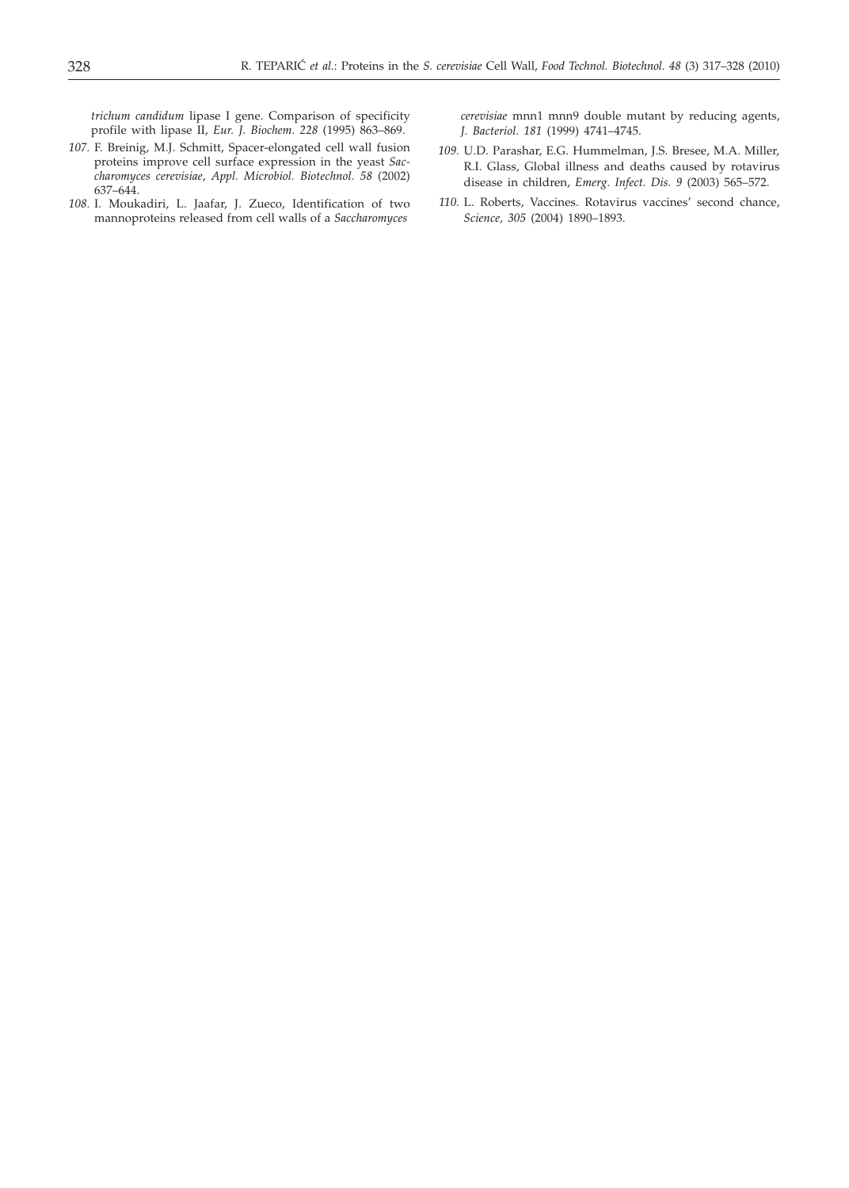*trichum candidum* lipase I gene. Comparison of specificity profile with lipase II, *Eur. J. Biochem. 228* (1995) 863–869.

*107.* F. Breinig, M.J. Schmitt, Spacer-elongated cell wall fusion proteins improve cell surface expression in the yeast *Saccharomyces cerevisiae*, *Appl. Microbiol. Biotechnol. 58* (2002) 637–644.

*108.* I. Moukadiri, L. Jaafar, J. Zueco, Identification of two mannoproteins released from cell walls of a *Saccharomyces cerevisiae* mnn1 mnn9 double mutant by reducing agents, *J. Bacteriol. 181* (1999) 4741–4745.

*109.* U.D. Parashar, E.G. Hummelman, J.S. Bresee, M.A. Miller, R.I. Glass, Global illness and deaths caused by rotavirus disease in children, *Emerg. Infect. Dis. 9* (2003) 565–572.

*110.* L. Roberts, Vaccines. Rotavirus vaccines' second chance, *Science, 305* (2004) 1890–1893.